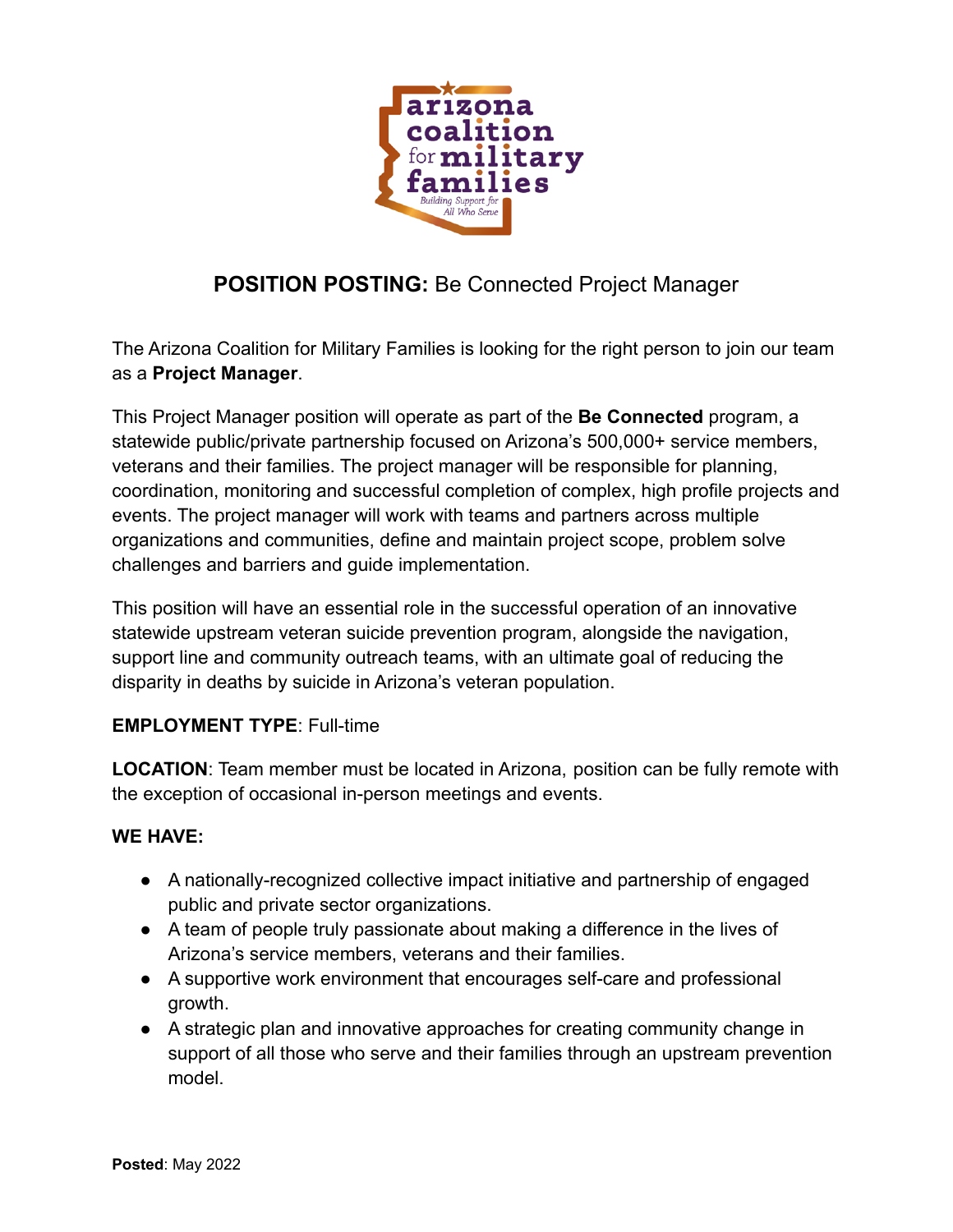# POSITION POSTING: Be Connected Project Manager

The Arizona Coalition for Military Families is looking for the right person to join our team as a **Project Manager**.

This Project Manager position will operate as part of the **Be Connected** program, a statewide public/private partnership focused on Arizona's 500,000+ service members, veterans and their families. The project manager will be responsible for planning, coordination, monitoring and successful completion of complex, high profile projects and events. The project manager will work with teams and partners across multiple organizations and communities, define and maintain project scope, problem solve challenges and barriers and guide implementation.

This position will have an essential role in the successful operation of an innovative statewide upstream veteran suicide prevention program, alongside the navigation, support line and community outreach teams, with an ultimate goal of reducing the disparity in deaths by suicide in Arizona's veteran population.

**EMPLOYMENT TYPE**: Full-time

**LOCATION**: Team member must be located in Arizona, position can be fully remote with the exception of occasional in-person meetings and events.

**WE HAVE:**

- A nationally-recognized collective impact initiative and partnership of engaged public and private sector organizations.
- A team of people truly passionate about making a difference in the lives of Arizona's service members, veterans and their families.
- A supportive work environment that encourages self-care and professional growth.
- A strategic plan and innovative approaches for creating community change in support of all those who serve and their families through an upstream prevention model.

**Posted**: May 2022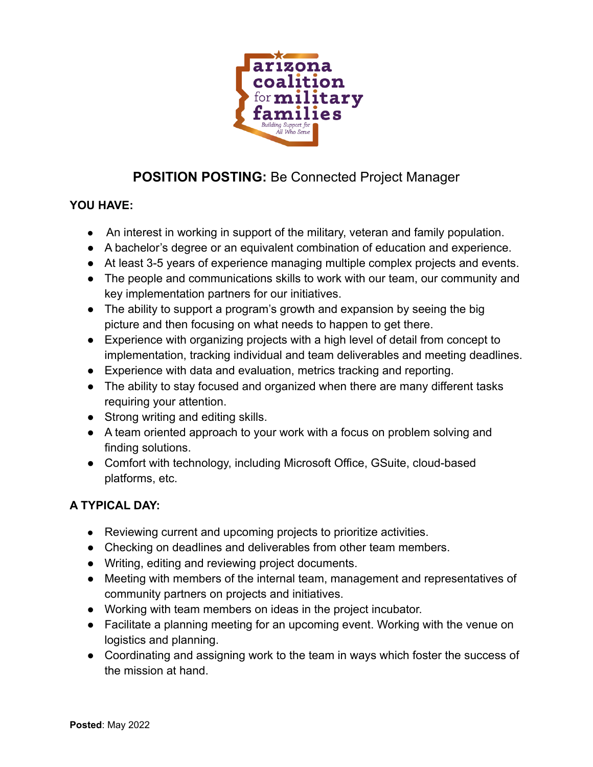# **POSITION POSTING:** Be Connected Project Manager

**YOU HAVE:**

- An interest in working in support of the military, veteran and family population.
- A bachelor's degree or an equivalent combination of education and experience.
- At least 3-5 years of experience managing multiple complex projects and events.
- The people and communications skills to work with our team, our community and key implementation partners for our initiatives.
- The ability to support a program's growth and expansion by seeing the big picture and then focusing on what needs to happen to get there.
- Experience with organizing projects with a high level of detail from concept to implementation, tracking individual and team deliverables and meeting deadlines.
- Experience with data and evaluation, metrics tracking and reporting.
- The ability to stay focused and organized when there are many different tasks requiring your attention.
- Strong writing and editing skills.
- A team oriented approach to your work with a focus on problem solving and finding solutions.
- Comfort with technology, including Microsoft Office, GSuite, cloud-based platforms, etc.

**A TYPICAL DAY:**

- Reviewing current and upcoming projects to prioritize activities.
- Checking on deadlines and deliverables from other team members.
- Writing, editing and reviewing project documents.
- Meeting with members of the internal team, management and representatives of community partners on projects and initiatives.
- Working with team members on ideas in the project incubator.
- Facilitate a planning meeting for an upcoming event. Working with the venue on logistics and planning.
- Coordinating and assigning work to the team in ways which foster the success of the mission at hand.

**Posted**: May 2022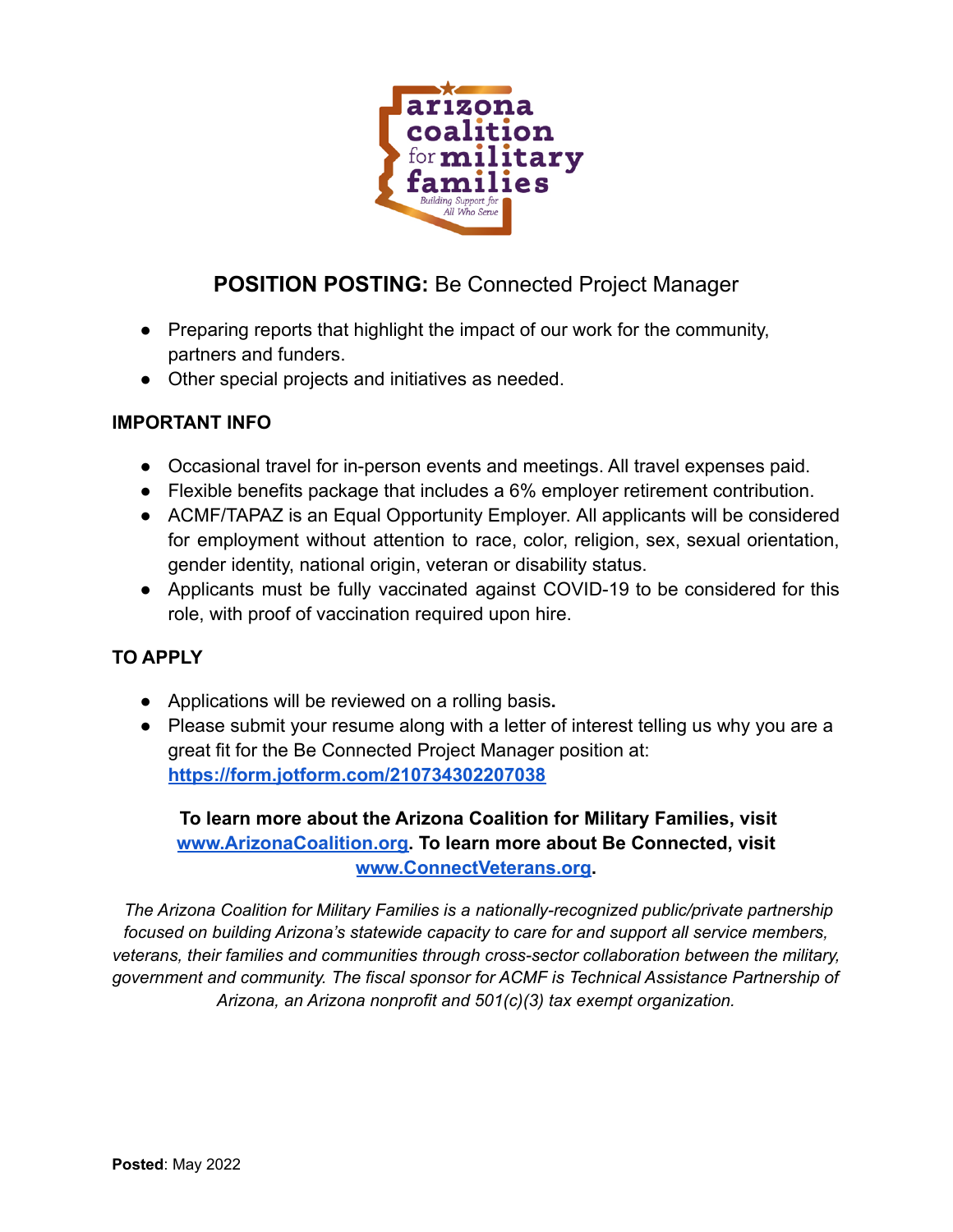**POSITION POSTING:** Be Connected Project Manager

- Preparing reports that highlight the impact of our work for the community, partners and funders.
- Other special projects and initiatives as needed.

**IMPORTANT INFO**

- Occasional travel for in-person events and meetings. All travel expenses paid.
- Flexible benefits package that includes a 6% employer retirement contribution.
- ACMF/TAPAZ is an Equal Opportunity Employer. All applicants will be considered for employment without attention to race, color, religion, sex, sexual orientation, gender identity, national origin, veteran or disability status.
- Applicants must be fully vaccinated against COVID-19 to be considered for this role, with proof of vaccination required upon hire.

**TO APPLY**

- Applications will be reviewed on a rolling basis**.**
- Please submit your resume along with a letter of interest telling us why you are a great fit for the Be Connected Project Manager position at: **https://form.jotform.com/210734302207038**

**To learn more about the Arizona Coalition for Military Families, visit www.ArizonaCoalition.org. To learn more about Be Connected, visit www.ConnectVeterans.org.**

*The Arizona Coalition for Military Families is a nationally-recognized public/private partnership focused on building Arizona's statewide capacity to care for and support all service members, veterans, their families and communities through cross-sector collaboration between the military, government and community. The fiscal sponsor for ACMF is Technical Assistance Partnership of Arizona, an Arizona nonprofit and 501(c)(3) tax exempt organization.*

**Posted**: May 2022